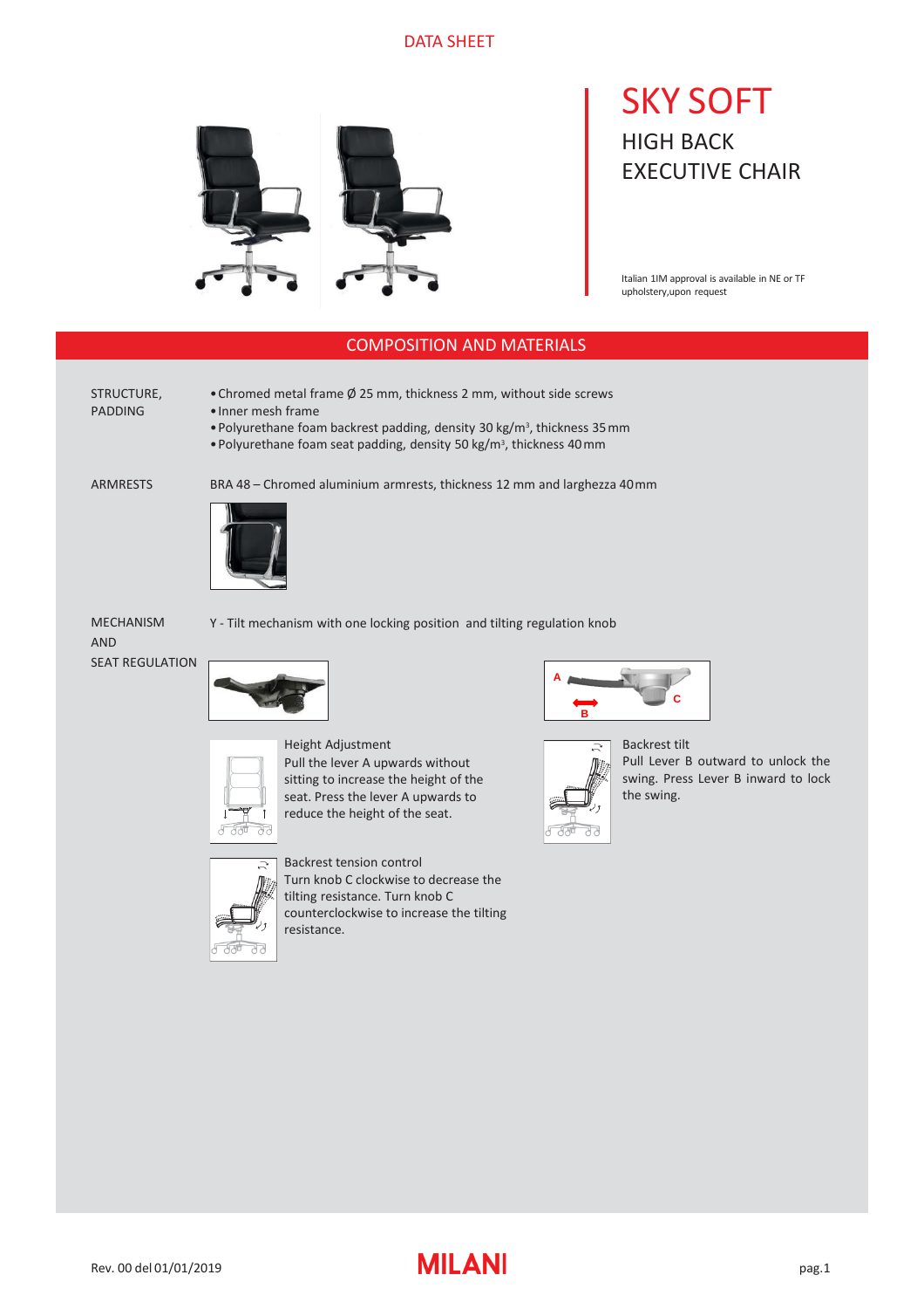DATA SHEET

# SKY SOFT

## HIGH BACK EXECUTIVE CHAIR

Italian 1IM approval is available in NE or TF upholstery,upon request

## COMPOSITION AND MATERIALS

**STRUCTURE, PADDING**

- Chromed metal frame Ø 25 mm, thickness 2 mm, without side screws
- Inner mesh frame
- Polyurethane foam backrest padding, density 30 kg/m³, thickness 35 mm
- Polyurethane foam seat padding, density 50 kg/m³, thickness 40 mm

**ARMRESTS**

BRA 48 – Chromed aluminium armrests, thickness 12 mm and larghezza 40 mm

**MECHANISM AND SEAT REGULATION**

Y - Tilt mechanism with one locking position and tilting regulation knob

A

B

C

**Height Adjustment**
Pull the lever A upwards without sitting to increase the height of the seat. Press the lever A upwards to reduce the height of the seat.

**Backrest tilt**
Pull Lever B outward to unlock the swing. Press Lever B inward to lock the swing.

**Backrest tension control**
Turn knob C clockwise to decrease the tilting resistance. Turn knob C counterclockwise to increase the tilting resistance.

Rev. 00 del 01/01/2019

MILANI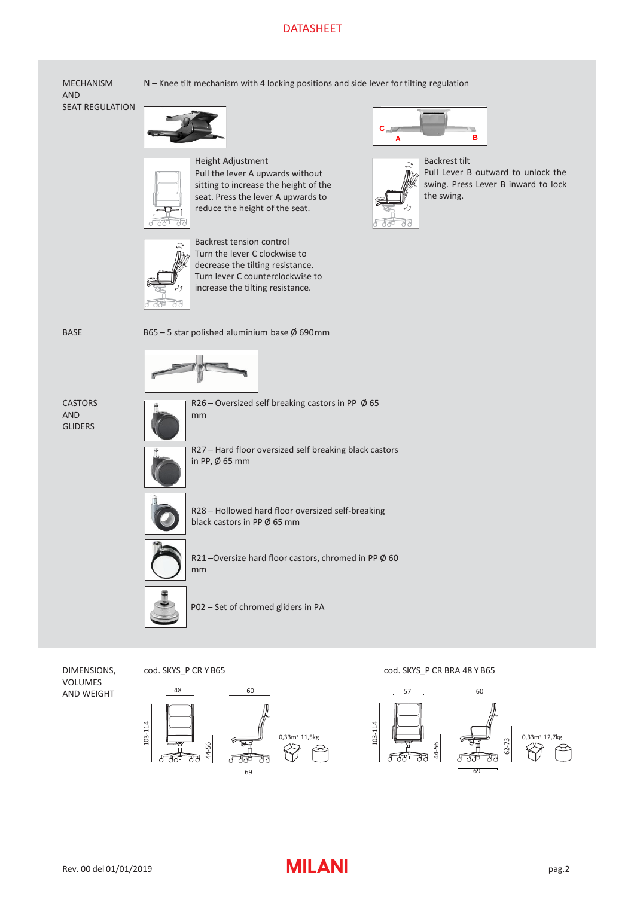# DATASHEET

**MECHANISM AND SEAT REGULATION**

N – Knee tilt mechanism with 4 locking positions and side lever for tilting regulation

**Height Adjustment**
Pull the lever A upwards without sitting to increase the height of the seat. Press the lever A upwards to reduce the height of the seat.

**Backrest tilt**
Pull Lever B outward to unlock the swing. Press Lever B inward to lock the swing.

**Backrest tension control**
Turn the lever C clockwise to decrease the tilting resistance. Turn lever C counterclockwise to increase the tilting resistance.

**BASE**

B65 – 5 star polished aluminium base Ø 690mm

**CASTORS AND GLIDERS**

R26 – Oversized self breaking castors in PP Ø 65 mm

R27 – Hard floor oversized self breaking black castors in PP, Ø 65 mm

R28 – Hollowed hard floor oversized self-breaking black castors in PP Ø 65 mm

R21 –Oversize hard floor castors, chromed in PP Ø 60 mm

P02 – Set of chromed gliders in PA

**DIMENSIONS, VOLUMES AND WEIGHT**

cod. SKYS_P CR Y B65

48 – 60 – 103-114 – 44-56 – 69 – 0,33m³ 11,5kg

cod. SKYS_P CR BRA 48 Y B65

57 – 60 – 103-114 – 44-56 – 62-73 – 69 – 0,33m³ 12,7kg

Rev. 00 del 01/01/2019

MILANI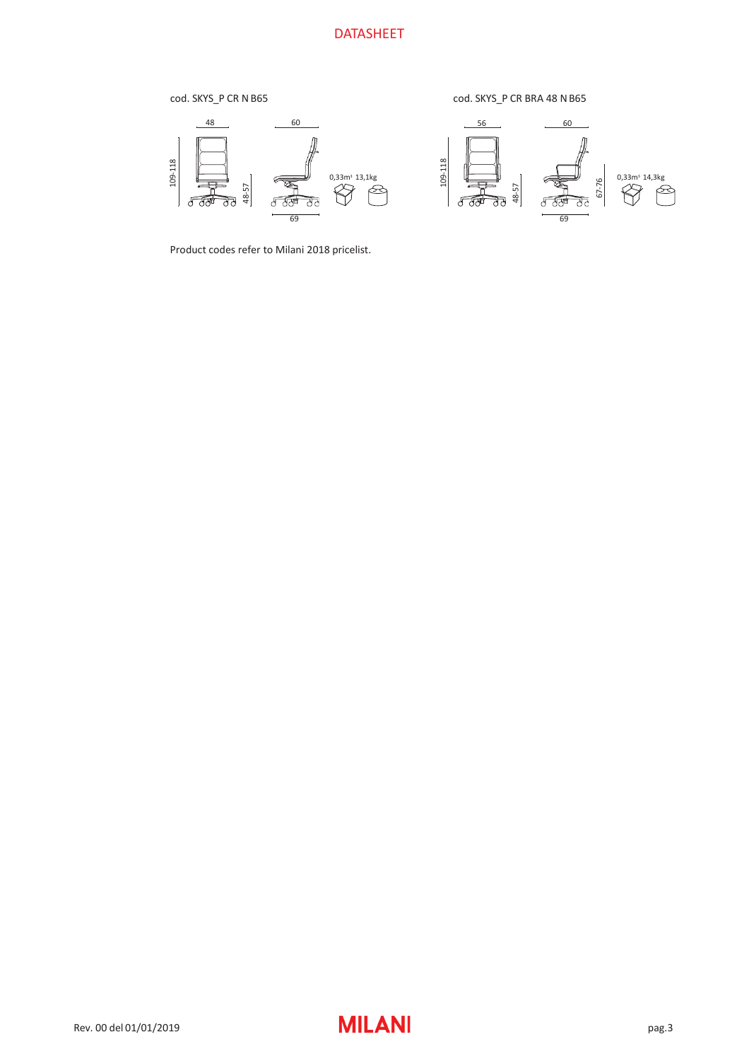# DATASHEET

cod. SKYS_P CR N B65

48 60

109-118

48-57

69

0,33m³ 13,1kg

cod. SKYS_P CR BRA 48 N B65

56 60

109-118

48-57

67-76

69

0,33m³ 14,3kg

Product codes refer to Milani 2018 pricelist.

Rev. 00 del 01/01/2019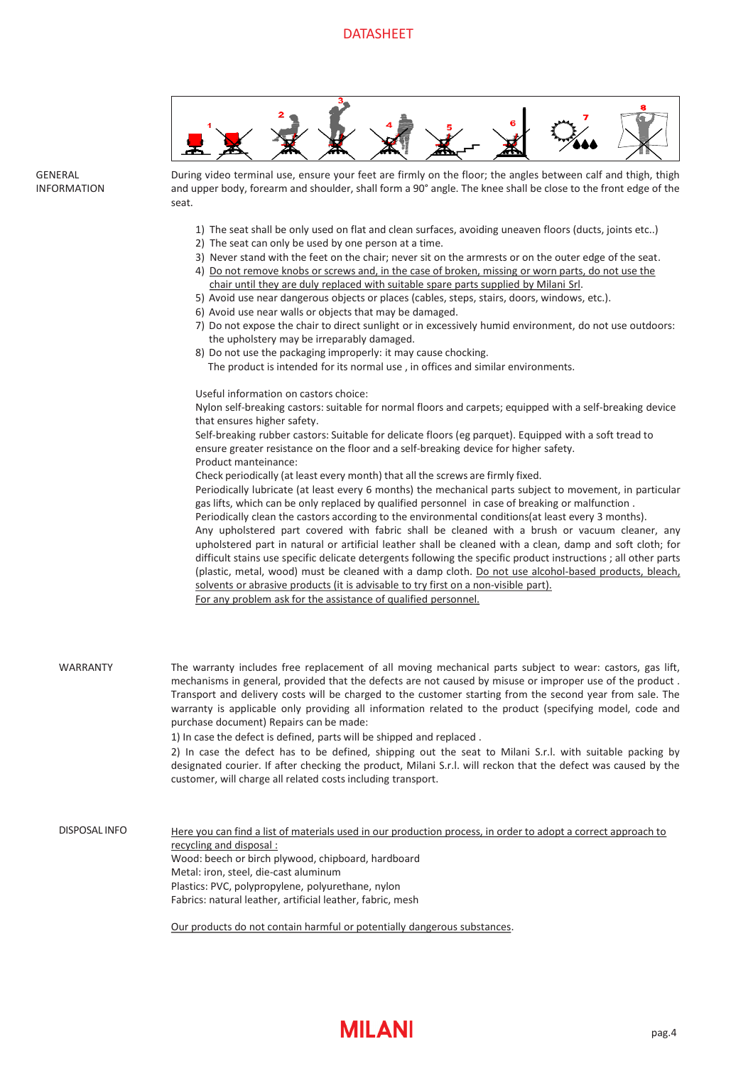# DATASHEET

## GENERAL INFORMATION

During video terminal use, ensure your feet are firmly on the floor; the angles between calf and thigh, thigh and upper body, forearm and shoulder, shall form a 90° angle. The knee shall be close to the front edge of the seat.

1) The seat shall be only used on flat and clean surfaces, avoiding uneaven floors (ducts, joints etc..)
2) The seat can only be used by one person at a time.
3) Never stand with the feet on the chair; never sit on the armrests or on the outer edge of the seat.
4) <u>Do not remove knobs or screws and, in the case of broken, missing or worn parts, do not use the chair until they are duly replaced with suitable spare parts supplied by Milani Srl</u>.
5) Avoid use near dangerous objects or places (cables, steps, stairs, doors, windows, etc.).
6) Avoid use near walls or objects that may be damaged.
7) Do not expose the chair to direct sunlight or in excessively humid environment, do not use outdoors: the upholstery may be irreparably damaged.
8) Do not use the packaging improperly: it may cause chocking.

The product is intended for its normal use , in offices and similar environments.

Useful information on castors choice:
Nylon self-breaking castors: suitable for normal floors and carpets; equipped with a self-breaking device that ensures higher safety.
Self-breaking rubber castors: Suitable for delicate floors (eg parquet). Equipped with a soft tread to ensure greater resistance on the floor and a self-breaking device for higher safety.
Product manteinance:
Check periodically (at least every month) that all the screws are firmly fixed.
Periodically lubricate (at least every 6 months) the mechanical parts subject to movement, in particular gas lifts, which can be only replaced by qualified personnel in case of breaking or malfunction .
Periodically clean the castors according to the environmental conditions(at least every 3 months).
Any upholstered part covered with fabric shall be cleaned with a brush or vacuum cleaner, any upholstered part in natural or artificial leather shall be cleaned with a clean, damp and soft cloth; for difficult stains use specific delicate detergents following the specific product instructions ; all other parts (plastic, metal, wood) must be cleaned with a damp cloth. <u>Do not use alcohol-based products, bleach, solvents or abrasive products (it is advisable to try first on a non-visible part).</u>
<u>For any problem ask for the assistance of qualified personnel.</u>

## WARRANTY

The warranty includes free replacement of all moving mechanical parts subject to wear: castors, gas lift, mechanisms in general, provided that the defects are not caused by misuse or improper use of the product . Transport and delivery costs will be charged to the customer starting from the second year from sale. The warranty is applicable only providing all information related to the product (specifying model, code and purchase document) Repairs can be made:

1) In case the defect is defined, parts will be shipped and replaced .

2) In case the defect has to be defined, shipping out the seat to Milani S.r.l. with suitable packing by designated courier. If after checking the product, Milani S.r.l. will reckon that the defect was caused by the customer, will charge all related costs including transport.

## DISPOSAL INFO

<u>Here you can find a list of materials used in our production process, in order to adopt a correct approach to recycling and disposal :</u>
Wood: beech or birch plywood, chipboard, hardboard
Metal: iron, steel, die-cast aluminum
Plastics: PVC, polypropylene, polyurethane, nylon
Fabrics: natural leather, artificial leather, fabric, mesh

<u>Our products do not contain harmful or potentially dangerous substances</u>.

MILANI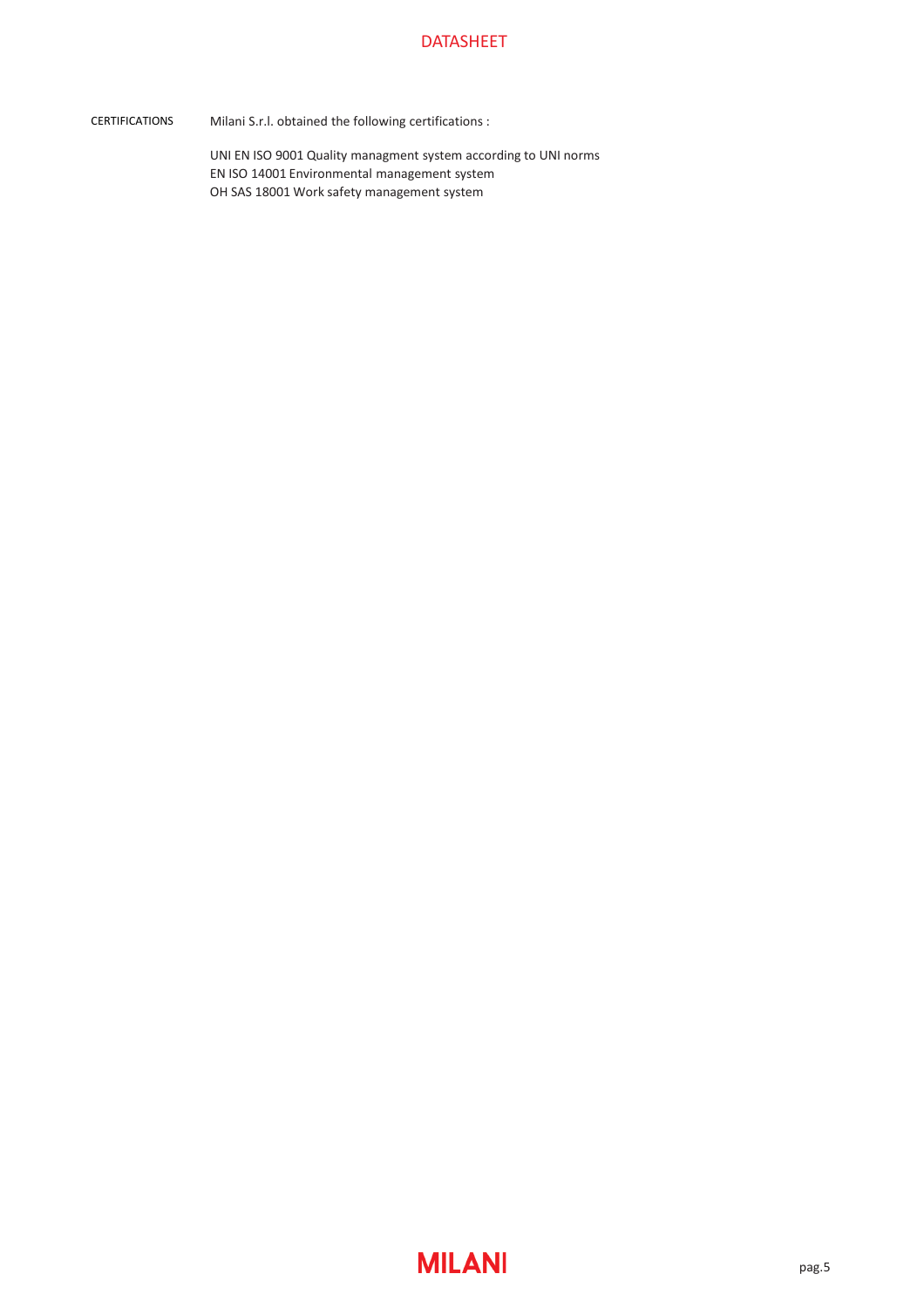CERTIFICATIONS

Milani S.r.l. obtained the following certifications :

UNI EN ISO 9001 Quality managment system according to UNI norms
EN ISO 14001 Environmental management system
OH SAS 18001 Work safety management system